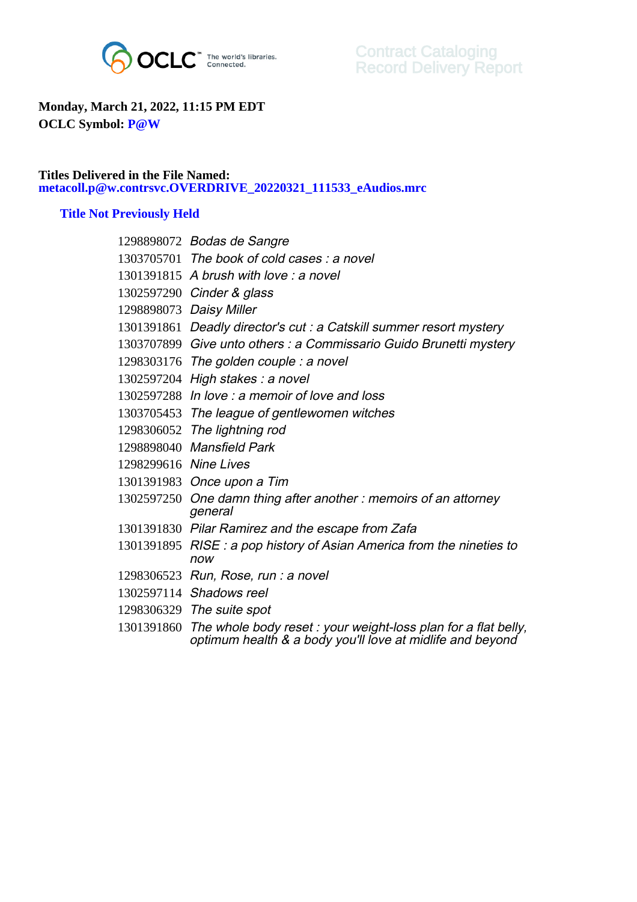OCLC The world's libraries. Connected.

Contract Cataloging
Record Delivery Report

**Monday, March 21, 2022, 11:15 PM EDT**
**OCLC Symbol: P@W**

**Titles Delivered in the File Named:**
**metacoll.p@w.contrsvc.OVERDRIVE_20220321_111533_eAudios.mrc**

### Title Not Previously Held

| | |
|---|---|
| 1298898072 | *Bodas de Sangre* |
| 1303705701 | *The book of cold cases : a novel* |
| 1301391815 | *A brush with love : a novel* |
| 1302597290 | *Cinder & glass* |
| 1298898073 | *Daisy Miller* |
| 1301391861 | *Deadly director's cut : a Catskill summer resort mystery* |
| 1303707899 | *Give unto others : a Commissario Guido Brunetti mystery* |
| 1298303176 | *The golden couple : a novel* |
| 1302597204 | *High stakes : a novel* |
| 1302597288 | *In love : a memoir of love and loss* |
| 1303705453 | *The league of gentlewomen witches* |
| 1298306052 | *The lightning rod* |
| 1298898040 | *Mansfield Park* |
| 1298299616 | *Nine Lives* |
| 1301391983 | *Once upon a Tim* |
| 1302597250 | *One damn thing after another : memoirs of an attorney general* |
| 1301391830 | *Pilar Ramirez and the escape from Zafa* |
| 1301391895 | *RISE : a pop history of Asian America from the nineties to now* |
| 1298306523 | *Run, Rose, run : a novel* |
| 1302597114 | *Shadows reel* |
| 1298306329 | *The suite spot* |
| 1301391860 | *The whole body reset : your weight-loss plan for a flat belly, optimum health & a body you'll love at midlife and beyond* |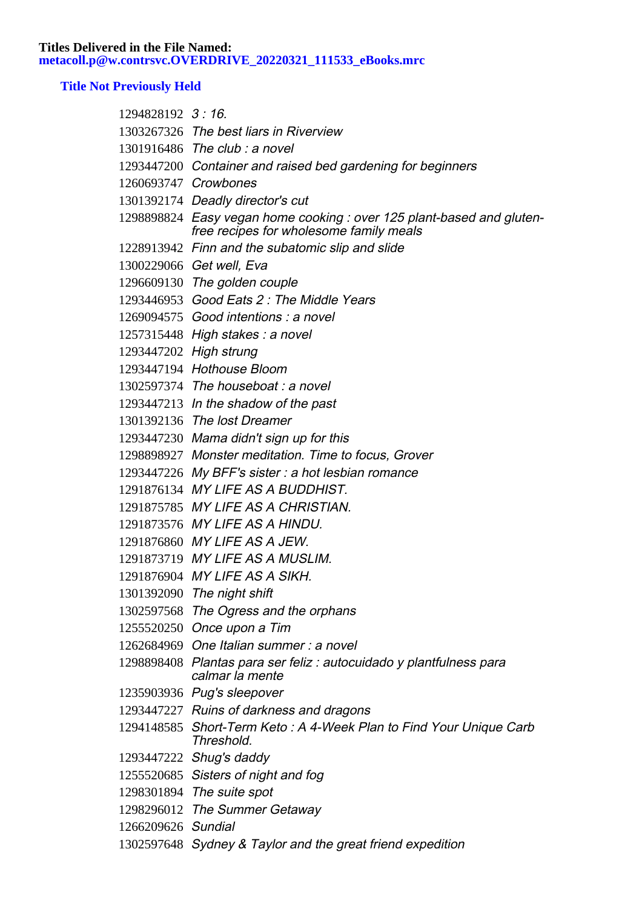**Titles Delivered in the File Named:**
**metacoll.p@w.contrsvc.OVERDRIVE_20220321_111533_eBooks.mrc**

### Title Not Previously Held

| | |
|---|---|
| 1294828192 | *3 : 16.* |
| 1303267326 | *The best liars in Riverview* |
| 1301916486 | *The club : a novel* |
| 1293447200 | *Container and raised bed gardening for beginners* |
| 1260693747 | *Crowbones* |
| 1301392174 | *Deadly director's cut* |
| 1298898824 | *Easy vegan home cooking : over 125 plant-based and gluten-free recipes for wholesome family meals* |
| 1228913942 | *Finn and the subatomic slip and slide* |
| 1300229066 | *Get well, Eva* |
| 1296609130 | *The golden couple* |
| 1293446953 | *Good Eats 2 : The Middle Years* |
| 1269094575 | *Good intentions : a novel* |
| 1257315448 | *High stakes : a novel* |
| 1293447202 | *High strung* |
| 1293447194 | *Hothouse Bloom* |
| 1302597374 | *The houseboat : a novel* |
| 1293447213 | *In the shadow of the past* |
| 1301392136 | *The lost Dreamer* |
| 1293447230 | *Mama didn't sign up for this* |
| 1298898927 | *Monster meditation. Time to focus, Grover* |
| 1293447226 | *My BFF's sister : a hot lesbian romance* |
| 1291876134 | *MY LIFE AS A BUDDHIST.* |
| 1291875785 | *MY LIFE AS A CHRISTIAN.* |
| 1291873576 | *MY LIFE AS A HINDU.* |
| 1291876860 | *MY LIFE AS A JEW.* |
| 1291873719 | *MY LIFE AS A MUSLIM.* |
| 1291876904 | *MY LIFE AS A SIKH.* |
| 1301392090 | *The night shift* |
| 1302597568 | *The Ogress and the orphans* |
| 1255520250 | *Once upon a Tim* |
| 1262684969 | *One Italian summer : a novel* |
| 1298898408 | *Plantas para ser feliz : autocuidado y plantfulness para calmar la mente* |
| 1235903936 | *Pug's sleepover* |
| 1293447227 | *Ruins of darkness and dragons* |
| 1294148585 | *Short-Term Keto : A 4-Week Plan to Find Your Unique Carb Threshold.* |
| 1293447222 | *Shug's daddy* |
| 1255520685 | *Sisters of night and fog* |
| 1298301894 | *The suite spot* |
| 1298296012 | *The Summer Getaway* |
| 1266209626 | *Sundial* |
| 1302597648 | *Sydney & Taylor and the great friend expedition* |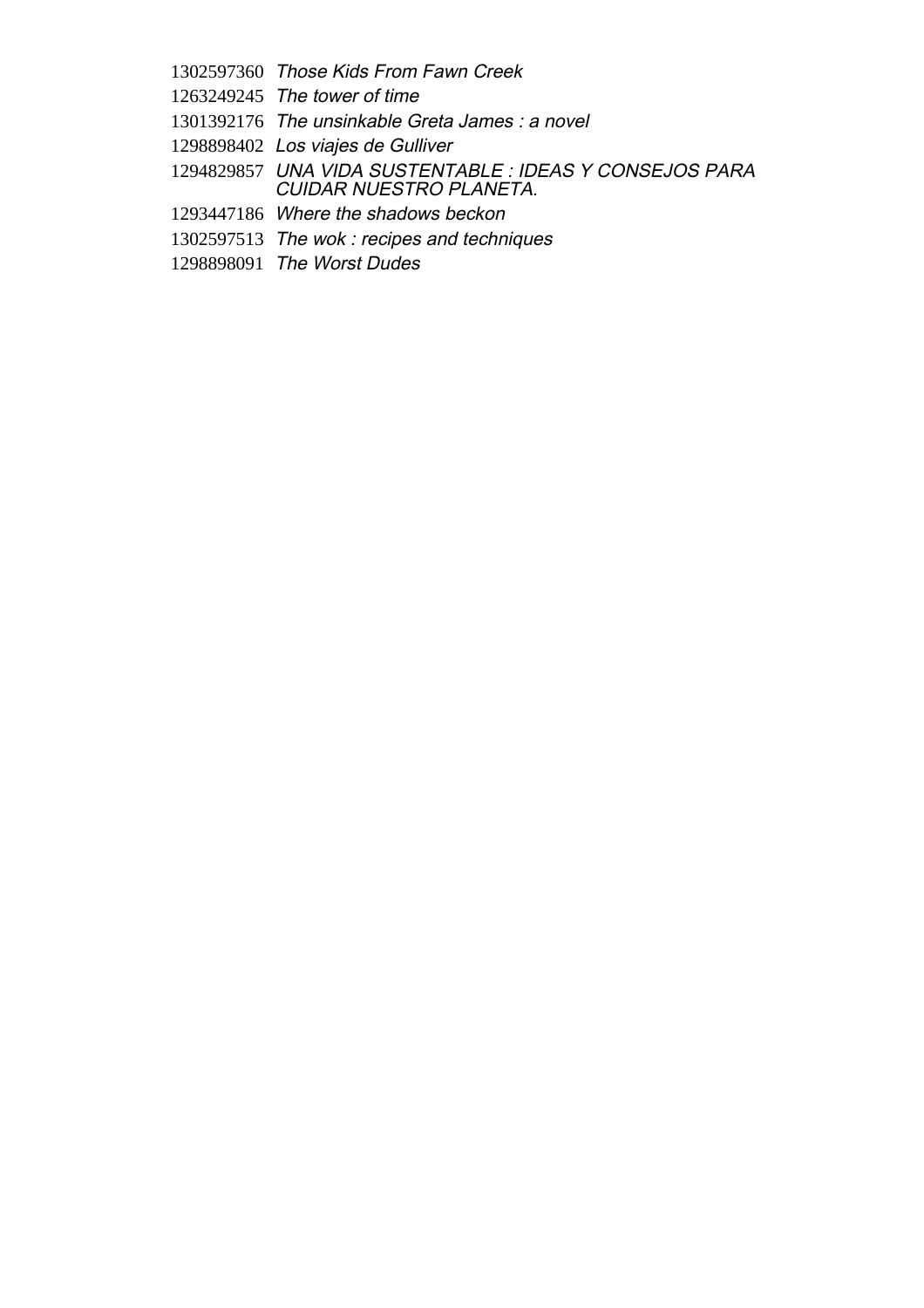1302597360 *Those Kids From Fawn Creek*

1263249245 *The tower of time*

1301392176 *The unsinkable Greta James : a novel*

1298898402 *Los viajes de Gulliver*

1294829857 *UNA VIDA SUSTENTABLE : IDEAS Y CONSEJOS PARA CUIDAR NUESTRO PLANETA.*

1293447186 *Where the shadows beckon*

1302597513 *The wok : recipes and techniques*

1298898091 *The Worst Dudes*